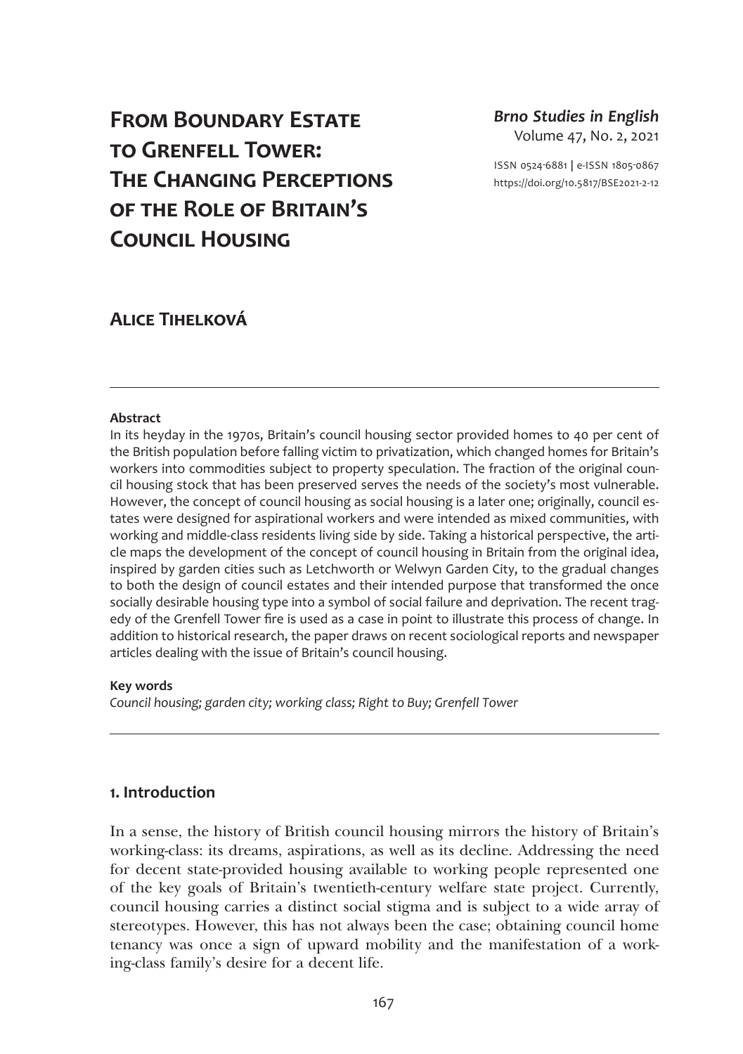# From Boundary Estate to Grenfell Tower: The Changing Perceptions of the Role of Britain's Council Housing

*Brno Studies in English*
Volume 47, No. 2, 2021

ISSN 0524-6881 | e-ISSN 1805-0867
https://doi.org/10.5817/BSE2021-2-12

## Alice Tihelková

---

**Abstract**

In its heyday in the 1970s, Britain's council housing sector provided homes to 40 per cent of the British population before falling victim to privatization, which changed homes for Britain's workers into commodities subject to property speculation. The fraction of the original council housing stock that has been preserved serves the needs of the society's most vulnerable. However, the concept of council housing as social housing is a later one; originally, council estates were designed for aspirational workers and were intended as mixed communities, with working and middle-class residents living side by side. Taking a historical perspective, the article maps the development of the concept of council housing in Britain from the original idea, inspired by garden cities such as Letchworth or Welwyn Garden City, to the gradual changes to both the design of council estates and their intended purpose that transformed the once socially desirable housing type into a symbol of social failure and deprivation. The recent tragedy of the Grenfell Tower fire is used as a case in point to illustrate this process of change. In addition to historical research, the paper draws on recent sociological reports and newspaper articles dealing with the issue of Britain's council housing.

**Key words**

*Council housing; garden city; working class; Right to Buy; Grenfell Tower*

---

## 1. Introduction

In a sense, the history of British council housing mirrors the history of Britain's working-class: its dreams, aspirations, as well as its decline. Addressing the need for decent state-provided housing available to working people represented one of the key goals of Britain's twentieth-century welfare state project. Currently, council housing carries a distinct social stigma and is subject to a wide array of stereotypes. However, this has not always been the case; obtaining council home tenancy was once a sign of upward mobility and the manifestation of a working-class family's desire for a decent life.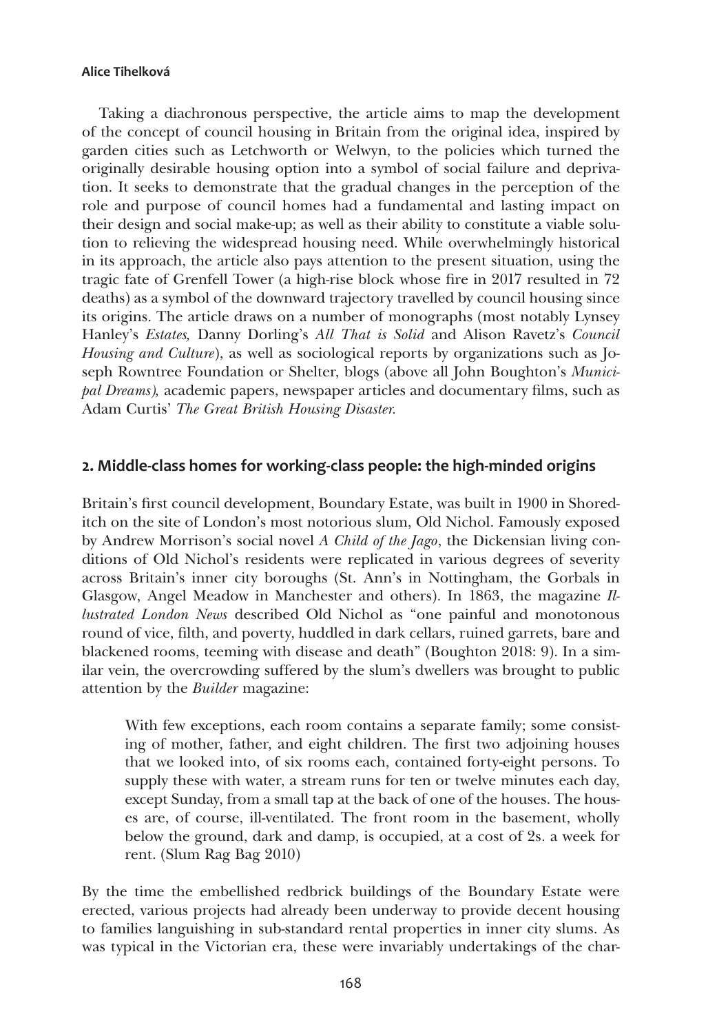Taking a diachronous perspective, the article aims to map the development of the concept of council housing in Britain from the original idea, inspired by garden cities such as Letchworth or Welwyn, to the policies which turned the originally desirable housing option into a symbol of social failure and deprivation. It seeks to demonstrate that the gradual changes in the perception of the role and purpose of council homes had a fundamental and lasting impact on their design and social make-up; as well as their ability to constitute a viable solution to relieving the widespread housing need. While overwhelmingly historical in its approach, the article also pays attention to the present situation, using the tragic fate of Grenfell Tower (a high-rise block whose fire in 2017 resulted in 72 deaths) as a symbol of the downward trajectory travelled by council housing since its origins. The article draws on a number of monographs (most notably Lynsey Hanley's *Estates,* Danny Dorling's *All That is Solid* and Alison Ravetz's *Council Housing and Culture*), as well as sociological reports by organizations such as Joseph Rowntree Foundation or Shelter, blogs (above all John Boughton's *Municipal Dreams),* academic papers, newspaper articles and documentary films, such as Adam Curtis' *The Great British Housing Disaster.*

## 2. Middle-class homes for working-class people: the high-minded origins

Britain's first council development, Boundary Estate, was built in 1900 in Shoreditch on the site of London's most notorious slum, Old Nichol. Famously exposed by Andrew Morrison's social novel *A Child of the Jago*, the Dickensian living conditions of Old Nichol's residents were replicated in various degrees of severity across Britain's inner city boroughs (St. Ann's in Nottingham, the Gorbals in Glasgow, Angel Meadow in Manchester and others). In 1863, the magazine *Illustrated London News* described Old Nichol as "one painful and monotonous round of vice, filth, and poverty, huddled in dark cellars, ruined garrets, bare and blackened rooms, teeming with disease and death" (Boughton 2018: 9). In a similar vein, the overcrowding suffered by the slum's dwellers was brought to public attention by the *Builder* magazine:

> With few exceptions, each room contains a separate family; some consisting of mother, father, and eight children. The first two adjoining houses that we looked into, of six rooms each, contained forty-eight persons. To supply these with water, a stream runs for ten or twelve minutes each day, except Sunday, from a small tap at the back of one of the houses. The houses are, of course, ill-ventilated. The front room in the basement, wholly below the ground, dark and damp, is occupied, at a cost of 2s. a week for rent. (Slum Rag Bag 2010)

By the time the embellished redbrick buildings of the Boundary Estate were erected, various projects had already been underway to provide decent housing to families languishing in sub-standard rental properties in inner city slums. As was typical in the Victorian era, these were invariably undertakings of the char-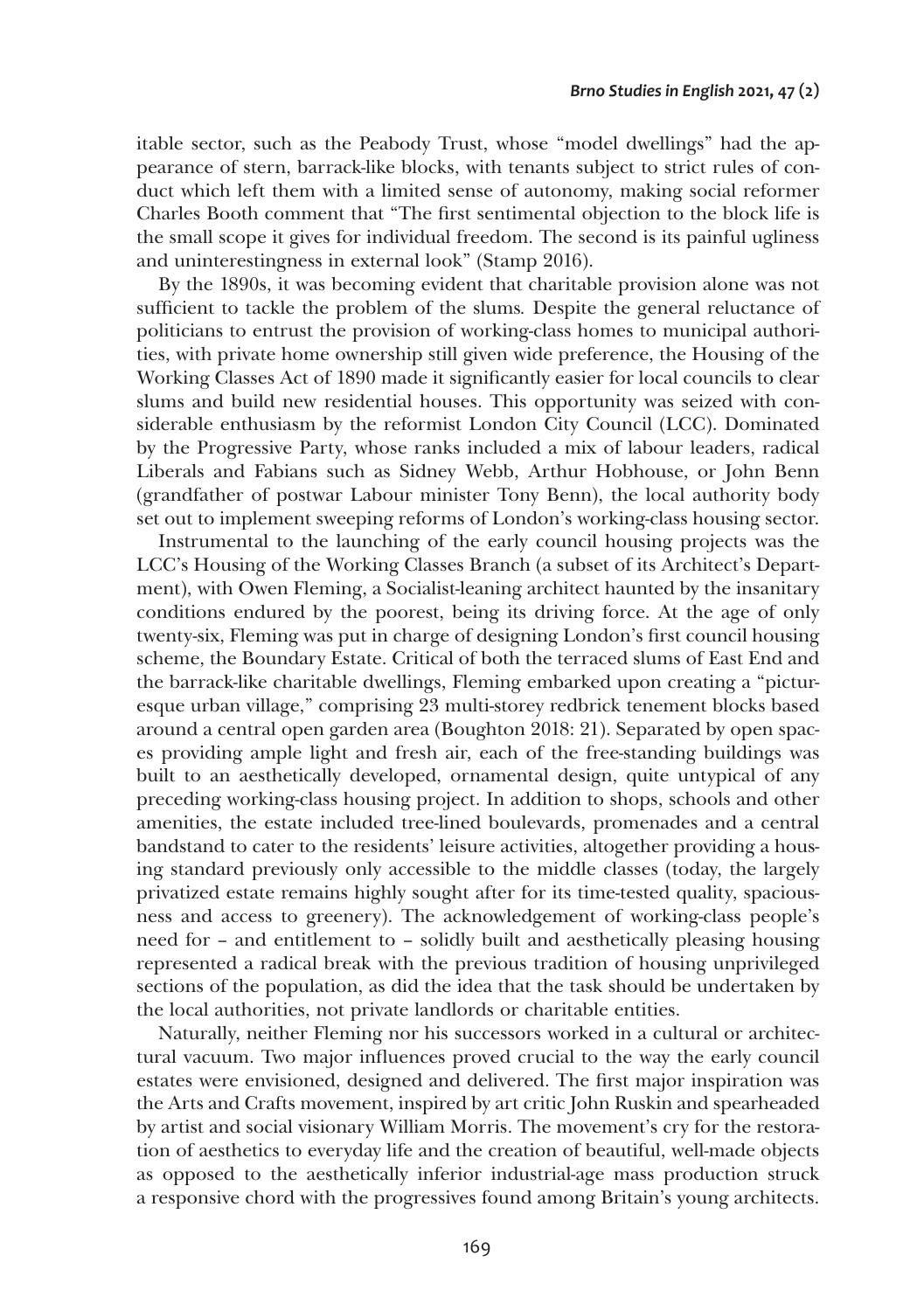itable sector, such as the Peabody Trust, whose "model dwellings" had the appearance of stern, barrack-like blocks, with tenants subject to strict rules of conduct which left them with a limited sense of autonomy, making social reformer Charles Booth comment that "The first sentimental objection to the block life is the small scope it gives for individual freedom. The second is its painful ugliness and uninterestingness in external look" (Stamp 2016).

By the 1890s, it was becoming evident that charitable provision alone was not sufficient to tackle the problem of the slums. Despite the general reluctance of politicians to entrust the provision of working-class homes to municipal authorities, with private home ownership still given wide preference, the Housing of the Working Classes Act of 1890 made it significantly easier for local councils to clear slums and build new residential houses. This opportunity was seized with considerable enthusiasm by the reformist London City Council (LCC). Dominated by the Progressive Party, whose ranks included a mix of labour leaders, radical Liberals and Fabians such as Sidney Webb, Arthur Hobhouse, or John Benn (grandfather of postwar Labour minister Tony Benn), the local authority body set out to implement sweeping reforms of London's working-class housing sector.

Instrumental to the launching of the early council housing projects was the LCC's Housing of the Working Classes Branch (a subset of its Architect's Department), with Owen Fleming, a Socialist-leaning architect haunted by the insanitary conditions endured by the poorest, being its driving force. At the age of only twenty-six, Fleming was put in charge of designing London's first council housing scheme, the Boundary Estate. Critical of both the terraced slums of East End and the barrack-like charitable dwellings, Fleming embarked upon creating a "picturesque urban village," comprising 23 multi-storey redbrick tenement blocks based around a central open garden area (Boughton 2018: 21). Separated by open spaces providing ample light and fresh air, each of the free-standing buildings was built to an aesthetically developed, ornamental design, quite untypical of any preceding working-class housing project. In addition to shops, schools and other amenities, the estate included tree-lined boulevards, promenades and a central bandstand to cater to the residents' leisure activities, altogether providing a housing standard previously only accessible to the middle classes (today, the largely privatized estate remains highly sought after for its time-tested quality, spaciousness and access to greenery). The acknowledgement of working-class people's need for – and entitlement to – solidly built and aesthetically pleasing housing represented a radical break with the previous tradition of housing unprivileged sections of the population, as did the idea that the task should be undertaken by the local authorities, not private landlords or charitable entities.

Naturally, neither Fleming nor his successors worked in a cultural or architectural vacuum. Two major influences proved crucial to the way the early council estates were envisioned, designed and delivered. The first major inspiration was the Arts and Crafts movement, inspired by art critic John Ruskin and spearheaded by artist and social visionary William Morris. The movement's cry for the restoration of aesthetics to everyday life and the creation of beautiful, well-made objects as opposed to the aesthetically inferior industrial-age mass production struck a responsive chord with the progressives found among Britain's young architects.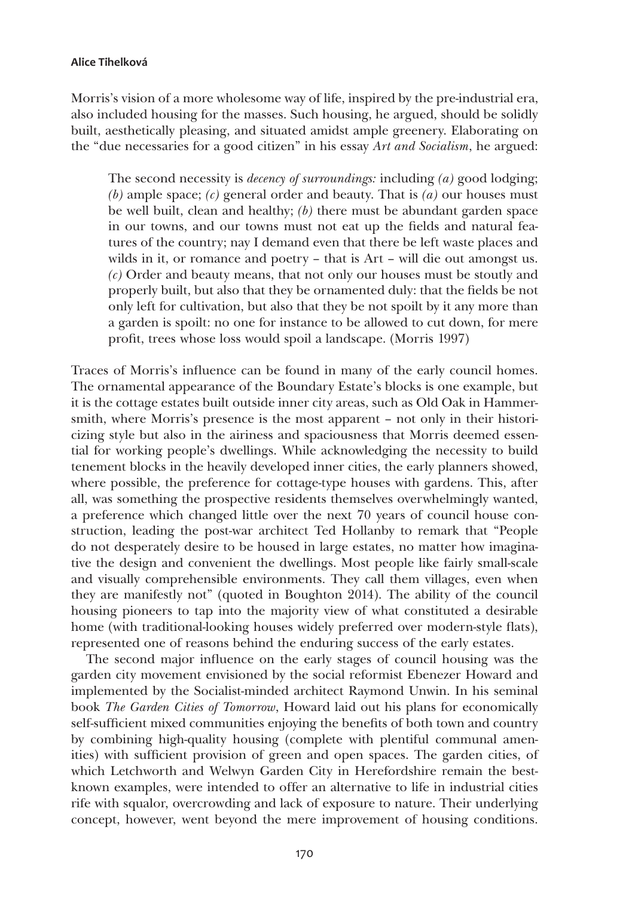Morris's vision of a more wholesome way of life, inspired by the pre-industrial era, also included housing for the masses. Such housing, he argued, should be solidly built, aesthetically pleasing, and situated amidst ample greenery. Elaborating on the "due necessaries for a good citizen" in his essay *Art and Socialism*, he argued:

> The second necessity is *decency of surroundings:* including *(a)* good lodging; *(b)* ample space; *(c)* general order and beauty. That is *(a)* our houses must be well built, clean and healthy; *(b)* there must be abundant garden space in our towns, and our towns must not eat up the fields and natural features of the country; nay I demand even that there be left waste places and wilds in it, or romance and poetry – that is Art – will die out amongst us. *(c)* Order and beauty means, that not only our houses must be stoutly and properly built, but also that they be ornamented duly: that the fields be not only left for cultivation, but also that they be not spoilt by it any more than a garden is spoilt: no one for instance to be allowed to cut down, for mere profit, trees whose loss would spoil a landscape. (Morris 1997)

Traces of Morris's influence can be found in many of the early council homes. The ornamental appearance of the Boundary Estate's blocks is one example, but it is the cottage estates built outside inner city areas, such as Old Oak in Hammersmith, where Morris's presence is the most apparent – not only in their historicizing style but also in the airiness and spaciousness that Morris deemed essential for working people's dwellings. While acknowledging the necessity to build tenement blocks in the heavily developed inner cities, the early planners showed, where possible, the preference for cottage-type houses with gardens. This, after all, was something the prospective residents themselves overwhelmingly wanted, a preference which changed little over the next 70 years of council house construction, leading the post-war architect Ted Hollanby to remark that "People do not desperately desire to be housed in large estates, no matter how imaginative the design and convenient the dwellings. Most people like fairly small-scale and visually comprehensible environments. They call them villages, even when they are manifestly not" (quoted in Boughton 2014). The ability of the council housing pioneers to tap into the majority view of what constituted a desirable home (with traditional-looking houses widely preferred over modern-style flats), represented one of reasons behind the enduring success of the early estates.

The second major influence on the early stages of council housing was the garden city movement envisioned by the social reformist Ebenezer Howard and implemented by the Socialist-minded architect Raymond Unwin. In his seminal book *The Garden Cities of Tomorrow*, Howard laid out his plans for economically self-sufficient mixed communities enjoying the benefits of both town and country by combining high-quality housing (complete with plentiful communal amenities) with sufficient provision of green and open spaces. The garden cities, of which Letchworth and Welwyn Garden City in Herefordshire remain the best-known examples, were intended to offer an alternative to life in industrial cities rife with squalor, overcrowding and lack of exposure to nature. Their underlying concept, however, went beyond the mere improvement of housing conditions.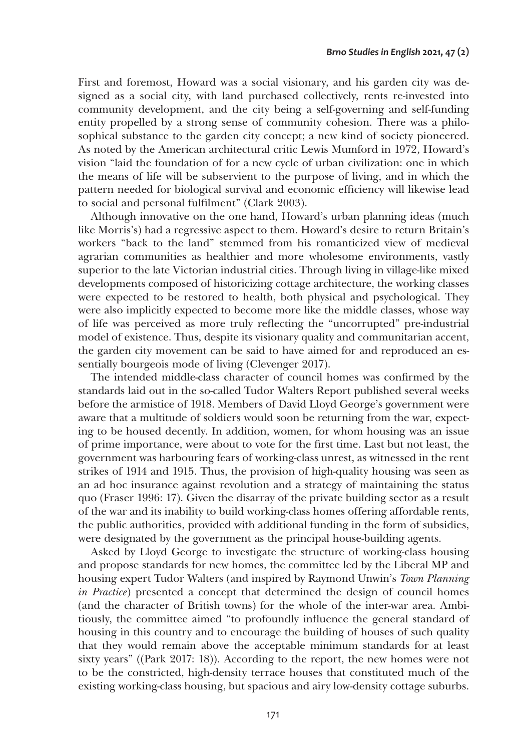First and foremost, Howard was a social visionary, and his garden city was designed as a social city, with land purchased collectively, rents re-invested into community development, and the city being a self-governing and self-funding entity propelled by a strong sense of community cohesion. There was a philosophical substance to the garden city concept; a new kind of society pioneered. As noted by the American architectural critic Lewis Mumford in 1972, Howard's vision "laid the foundation of for a new cycle of urban civilization: one in which the means of life will be subservient to the purpose of living, and in which the pattern needed for biological survival and economic efficiency will likewise lead to social and personal fulfilment" (Clark 2003).

Although innovative on the one hand, Howard's urban planning ideas (much like Morris's) had a regressive aspect to them. Howard's desire to return Britain's workers "back to the land" stemmed from his romanticized view of medieval agrarian communities as healthier and more wholesome environments, vastly superior to the late Victorian industrial cities. Through living in village-like mixed developments composed of historicizing cottage architecture, the working classes were expected to be restored to health, both physical and psychological. They were also implicitly expected to become more like the middle classes, whose way of life was perceived as more truly reflecting the "uncorrupted" pre-industrial model of existence. Thus, despite its visionary quality and communitarian accent, the garden city movement can be said to have aimed for and reproduced an essentially bourgeois mode of living (Clevenger 2017).

The intended middle-class character of council homes was confirmed by the standards laid out in the so-called Tudor Walters Report published several weeks before the armistice of 1918. Members of David Lloyd George's government were aware that a multitude of soldiers would soon be returning from the war, expecting to be housed decently. In addition, women, for whom housing was an issue of prime importance, were about to vote for the first time. Last but not least, the government was harbouring fears of working-class unrest, as witnessed in the rent strikes of 1914 and 1915. Thus, the provision of high-quality housing was seen as an ad hoc insurance against revolution and a strategy of maintaining the status quo (Fraser 1996: 17). Given the disarray of the private building sector as a result of the war and its inability to build working-class homes offering affordable rents, the public authorities, provided with additional funding in the form of subsidies, were designated by the government as the principal house-building agents.

Asked by Lloyd George to investigate the structure of working-class housing and propose standards for new homes, the committee led by the Liberal MP and housing expert Tudor Walters (and inspired by Raymond Unwin's *Town Planning in Practice*) presented a concept that determined the design of council homes (and the character of British towns) for the whole of the inter-war area. Ambitiously, the committee aimed "to profoundly influence the general standard of housing in this country and to encourage the building of houses of such quality that they would remain above the acceptable minimum standards for at least sixty years" ((Park 2017: 18)). According to the report, the new homes were not to be the constricted, high-density terrace houses that constituted much of the existing working-class housing, but spacious and airy low-density cottage suburbs.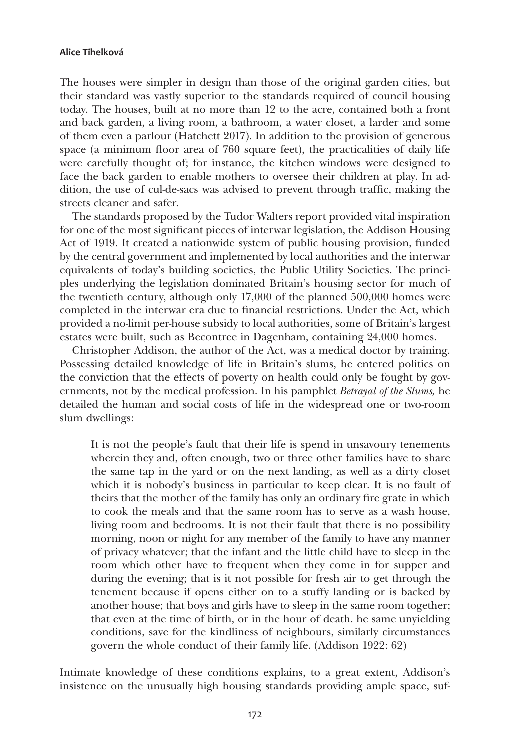The houses were simpler in design than those of the original garden cities, but their standard was vastly superior to the standards required of council housing today. The houses, built at no more than 12 to the acre, contained both a front and back garden, a living room, a bathroom, a water closet, a larder and some of them even a parlour (Hatchett 2017). In addition to the provision of generous space (a minimum floor area of 760 square feet), the practicalities of daily life were carefully thought of; for instance, the kitchen windows were designed to face the back garden to enable mothers to oversee their children at play. In addition, the use of cul-de-sacs was advised to prevent through traffic, making the streets cleaner and safer.

The standards proposed by the Tudor Walters report provided vital inspiration for one of the most significant pieces of interwar legislation, the Addison Housing Act of 1919. It created a nationwide system of public housing provision, funded by the central government and implemented by local authorities and the interwar equivalents of today's building societies, the Public Utility Societies. The principles underlying the legislation dominated Britain's housing sector for much of the twentieth century, although only 17,000 of the planned 500,000 homes were completed in the interwar era due to financial restrictions. Under the Act, which provided a no-limit per-house subsidy to local authorities, some of Britain's largest estates were built, such as Becontree in Dagenham, containing 24,000 homes.

Christopher Addison, the author of the Act, was a medical doctor by training. Possessing detailed knowledge of life in Britain's slums, he entered politics on the conviction that the effects of poverty on health could only be fought by governments, not by the medical profession. In his pamphlet *Betrayal of the Slums,* he detailed the human and social costs of life in the widespread one or two-room slum dwellings:

> It is not the people's fault that their life is spend in unsavoury tenements wherein they and, often enough, two or three other families have to share the same tap in the yard or on the next landing, as well as a dirty closet which it is nobody's business in particular to keep clear. It is no fault of theirs that the mother of the family has only an ordinary fire grate in which to cook the meals and that the same room has to serve as a wash house, living room and bedrooms. It is not their fault that there is no possibility morning, noon or night for any member of the family to have any manner of privacy whatever; that the infant and the little child have to sleep in the room which other have to frequent when they come in for supper and during the evening; that is it not possible for fresh air to get through the tenement because if opens either on to a stuffy landing or is backed by another house; that boys and girls have to sleep in the same room together; that even at the time of birth, or in the hour of death. he same unyielding conditions, save for the kindliness of neighbours, similarly circumstances govern the whole conduct of their family life. (Addison 1922: 62)

Intimate knowledge of these conditions explains, to a great extent, Addison's insistence on the unusually high housing standards providing ample space, suf-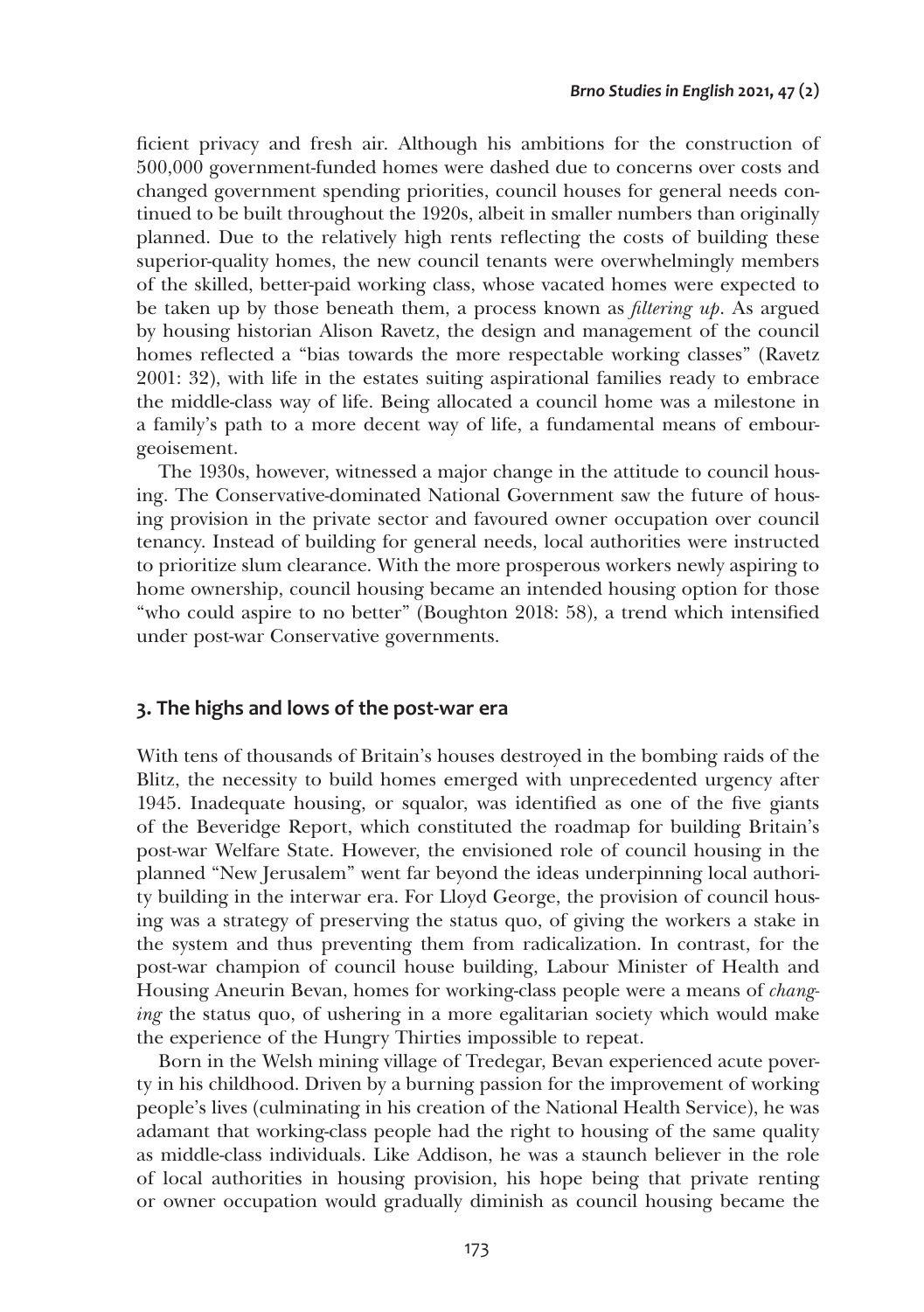ficient privacy and fresh air. Although his ambitions for the construction of 500,000 government-funded homes were dashed due to concerns over costs and changed government spending priorities, council houses for general needs continued to be built throughout the 1920s, albeit in smaller numbers than originally planned. Due to the relatively high rents reflecting the costs of building these superior-quality homes, the new council tenants were overwhelmingly members of the skilled, better-paid working class, whose vacated homes were expected to be taken up by those beneath them, a process known as *filtering up*. As argued by housing historian Alison Ravetz, the design and management of the council homes reflected a "bias towards the more respectable working classes" (Ravetz 2001: 32), with life in the estates suiting aspirational families ready to embrace the middle-class way of life. Being allocated a council home was a milestone in a family's path to a more decent way of life, a fundamental means of embourgeoisement.

The 1930s, however, witnessed a major change in the attitude to council housing. The Conservative-dominated National Government saw the future of housing provision in the private sector and favoured owner occupation over council tenancy. Instead of building for general needs, local authorities were instructed to prioritize slum clearance. With the more prosperous workers newly aspiring to home ownership, council housing became an intended housing option for those "who could aspire to no better" (Boughton 2018: 58), a trend which intensified under post-war Conservative governments.

## 3. The highs and lows of the post-war era

With tens of thousands of Britain's houses destroyed in the bombing raids of the Blitz, the necessity to build homes emerged with unprecedented urgency after 1945. Inadequate housing, or squalor, was identified as one of the five giants of the Beveridge Report, which constituted the roadmap for building Britain's post-war Welfare State. However, the envisioned role of council housing in the planned "New Jerusalem" went far beyond the ideas underpinning local authority building in the interwar era. For Lloyd George, the provision of council housing was a strategy of preserving the status quo, of giving the workers a stake in the system and thus preventing them from radicalization. In contrast, for the post-war champion of council house building, Labour Minister of Health and Housing Aneurin Bevan, homes for working-class people were a means of *changing* the status quo, of ushering in a more egalitarian society which would make the experience of the Hungry Thirties impossible to repeat.

Born in the Welsh mining village of Tredegar, Bevan experienced acute poverty in his childhood. Driven by a burning passion for the improvement of working people's lives (culminating in his creation of the National Health Service), he was adamant that working-class people had the right to housing of the same quality as middle-class individuals. Like Addison, he was a staunch believer in the role of local authorities in housing provision, his hope being that private renting or owner occupation would gradually diminish as council housing became the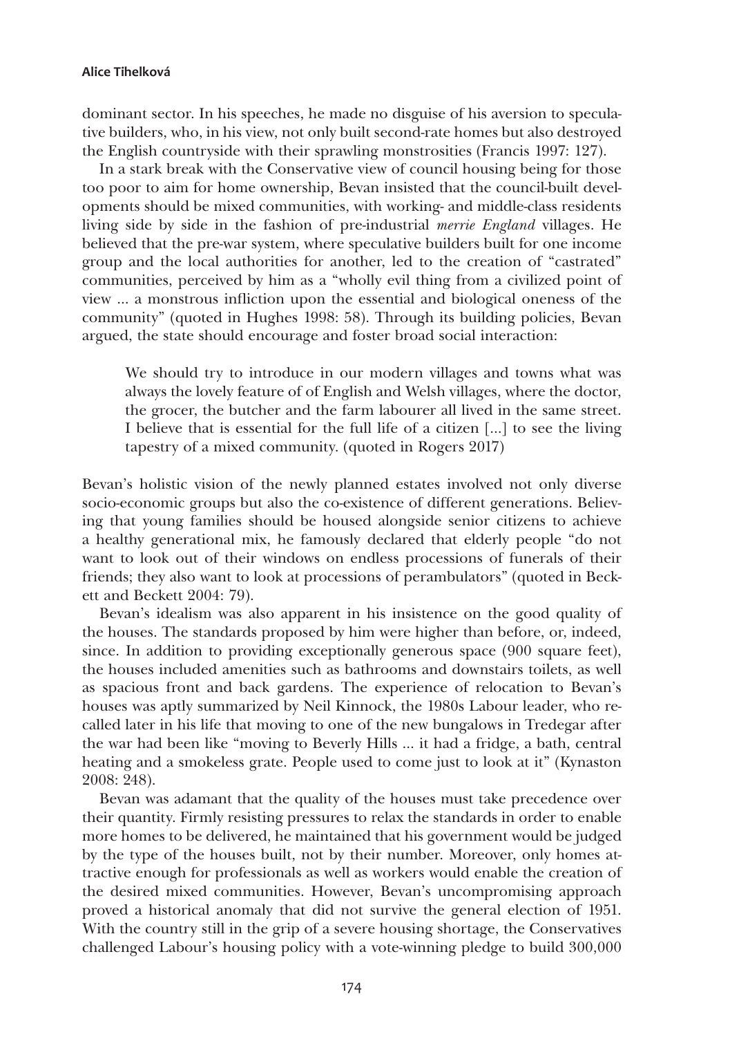dominant sector. In his speeches, he made no disguise of his aversion to speculative builders, who, in his view, not only built second-rate homes but also destroyed the English countryside with their sprawling monstrosities (Francis 1997: 127).

In a stark break with the Conservative view of council housing being for those too poor to aim for home ownership, Bevan insisted that the council-built developments should be mixed communities, with working- and middle-class residents living side by side in the fashion of pre-industrial *merrie England* villages. He believed that the pre-war system, where speculative builders built for one income group and the local authorities for another, led to the creation of "castrated" communities, perceived by him as a "wholly evil thing from a civilized point of view ... a monstrous infliction upon the essential and biological oneness of the community" (quoted in Hughes 1998: 58). Through its building policies, Bevan argued, the state should encourage and foster broad social interaction:

> We should try to introduce in our modern villages and towns what was always the lovely feature of of English and Welsh villages, where the doctor, the grocer, the butcher and the farm labourer all lived in the same street. I believe that is essential for the full life of a citizen [...] to see the living tapestry of a mixed community. (quoted in Rogers 2017)

Bevan's holistic vision of the newly planned estates involved not only diverse socio-economic groups but also the co-existence of different generations. Believing that young families should be housed alongside senior citizens to achieve a healthy generational mix, he famously declared that elderly people "do not want to look out of their windows on endless processions of funerals of their friends; they also want to look at processions of perambulators" (quoted in Beckett and Beckett 2004: 79).

Bevan's idealism was also apparent in his insistence on the good quality of the houses. The standards proposed by him were higher than before, or, indeed, since. In addition to providing exceptionally generous space (900 square feet), the houses included amenities such as bathrooms and downstairs toilets, as well as spacious front and back gardens. The experience of relocation to Bevan's houses was aptly summarized by Neil Kinnock, the 1980s Labour leader, who recalled later in his life that moving to one of the new bungalows in Tredegar after the war had been like "moving to Beverly Hills ... it had a fridge, a bath, central heating and a smokeless grate. People used to come just to look at it" (Kynaston 2008: 248).

Bevan was adamant that the quality of the houses must take precedence over their quantity. Firmly resisting pressures to relax the standards in order to enable more homes to be delivered, he maintained that his government would be judged by the type of the houses built, not by their number. Moreover, only homes attractive enough for professionals as well as workers would enable the creation of the desired mixed communities. However, Bevan's uncompromising approach proved a historical anomaly that did not survive the general election of 1951. With the country still in the grip of a severe housing shortage, the Conservatives challenged Labour's housing policy with a vote-winning pledge to build 300,000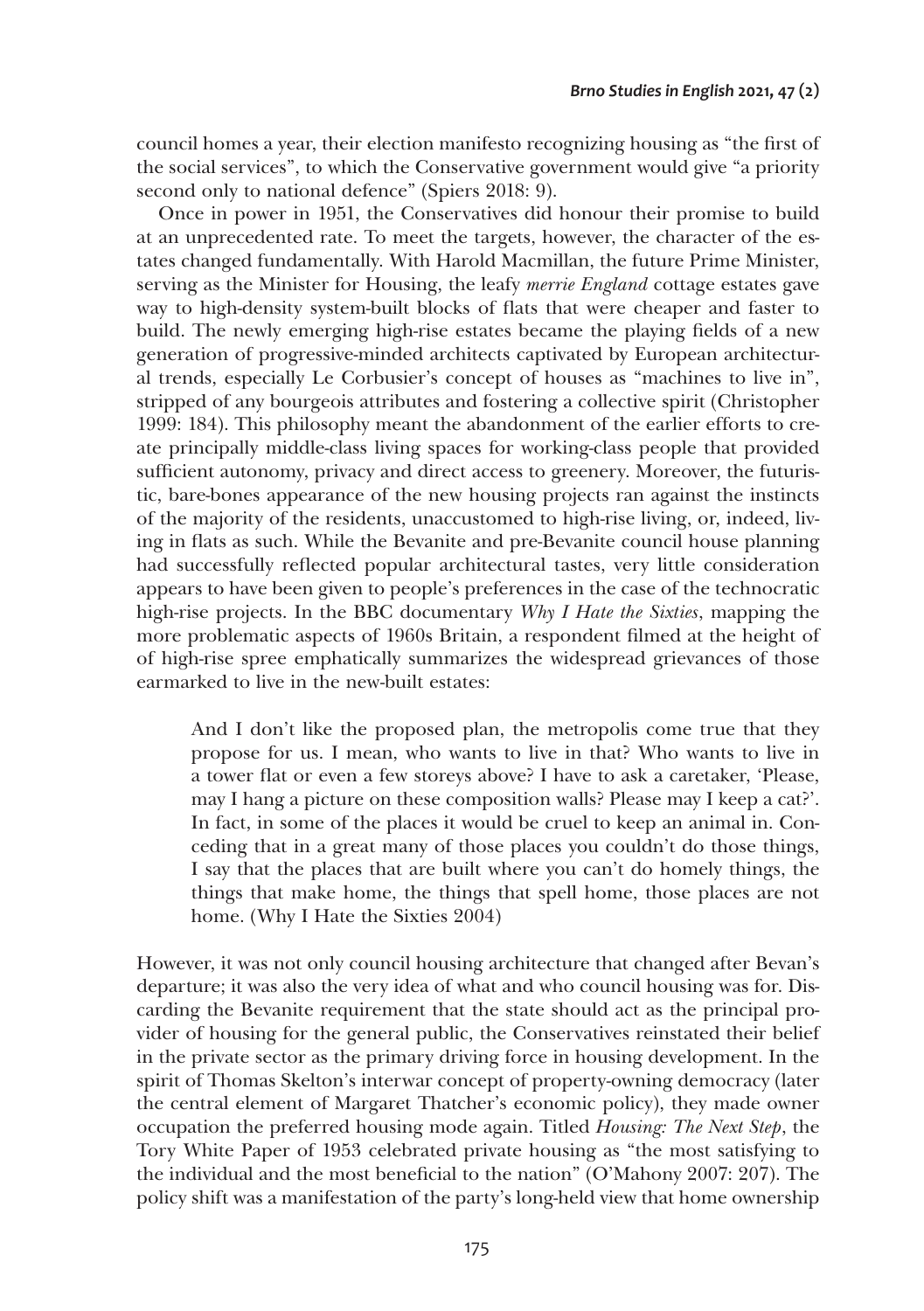council homes a year, their election manifesto recognizing housing as "the first of the social services", to which the Conservative government would give "a priority second only to national defence" (Spiers 2018: 9).

Once in power in 1951, the Conservatives did honour their promise to build at an unprecedented rate. To meet the targets, however, the character of the estates changed fundamentally. With Harold Macmillan, the future Prime Minister, serving as the Minister for Housing, the leafy *merrie England* cottage estates gave way to high-density system-built blocks of flats that were cheaper and faster to build. The newly emerging high-rise estates became the playing fields of a new generation of progressive-minded architects captivated by European architectural trends, especially Le Corbusier's concept of houses as "machines to live in", stripped of any bourgeois attributes and fostering a collective spirit (Christopher 1999: 184). This philosophy meant the abandonment of the earlier efforts to create principally middle-class living spaces for working-class people that provided sufficient autonomy, privacy and direct access to greenery. Moreover, the futuristic, bare-bones appearance of the new housing projects ran against the instincts of the majority of the residents, unaccustomed to high-rise living, or, indeed, living in flats as such. While the Bevanite and pre-Bevanite council house planning had successfully reflected popular architectural tastes, very little consideration appears to have been given to people's preferences in the case of the technocratic high-rise projects. In the BBC documentary *Why I Hate the Sixties*, mapping the more problematic aspects of 1960s Britain, a respondent filmed at the height of of high-rise spree emphatically summarizes the widespread grievances of those earmarked to live in the new-built estates:

> And I don't like the proposed plan, the metropolis come true that they propose for us. I mean, who wants to live in that? Who wants to live in a tower flat or even a few storeys above? I have to ask a caretaker, 'Please, may I hang a picture on these composition walls? Please may I keep a cat?'. In fact, in some of the places it would be cruel to keep an animal in. Conceding that in a great many of those places you couldn't do those things, I say that the places that are built where you can't do homely things, the things that make home, the things that spell home, those places are not home. (Why I Hate the Sixties 2004)

However, it was not only council housing architecture that changed after Bevan's departure; it was also the very idea of what and who council housing was for. Discarding the Bevanite requirement that the state should act as the principal provider of housing for the general public, the Conservatives reinstated their belief in the private sector as the primary driving force in housing development. In the spirit of Thomas Skelton's interwar concept of property-owning democracy (later the central element of Margaret Thatcher's economic policy), they made owner occupation the preferred housing mode again. Titled *Housing: The Next Step*, the Tory White Paper of 1953 celebrated private housing as "the most satisfying to the individual and the most beneficial to the nation" (O'Mahony 2007: 207). The policy shift was a manifestation of the party's long-held view that home ownership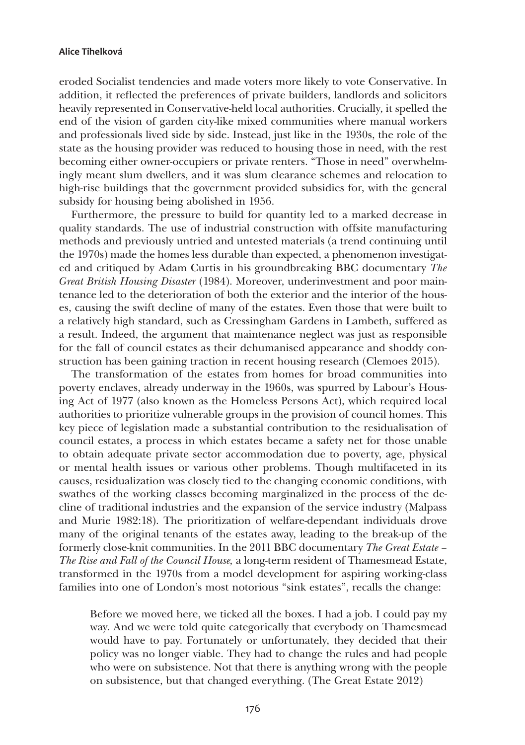eroded Socialist tendencies and made voters more likely to vote Conservative. In addition, it reflected the preferences of private builders, landlords and solicitors heavily represented in Conservative-held local authorities. Crucially, it spelled the end of the vision of garden city-like mixed communities where manual workers and professionals lived side by side. Instead, just like in the 1930s, the role of the state as the housing provider was reduced to housing those in need, with the rest becoming either owner-occupiers or private renters. "Those in need" overwhelmingly meant slum dwellers, and it was slum clearance schemes and relocation to high-rise buildings that the government provided subsidies for, with the general subsidy for housing being abolished in 1956.

Furthermore, the pressure to build for quantity led to a marked decrease in quality standards. The use of industrial construction with offsite manufacturing methods and previously untried and untested materials (a trend continuing until the 1970s) made the homes less durable than expected, a phenomenon investigated and critiqued by Adam Curtis in his groundbreaking BBC documentary *The Great British Housing Disaster* (1984). Moreover, underinvestment and poor maintenance led to the deterioration of both the exterior and the interior of the houses, causing the swift decline of many of the estates. Even those that were built to a relatively high standard, such as Cressingham Gardens in Lambeth, suffered as a result. Indeed, the argument that maintenance neglect was just as responsible for the fall of council estates as their dehumanised appearance and shoddy construction has been gaining traction in recent housing research (Clemoes 2015).

The transformation of the estates from homes for broad communities into poverty enclaves, already underway in the 1960s, was spurred by Labour's Housing Act of 1977 (also known as the Homeless Persons Act), which required local authorities to prioritize vulnerable groups in the provision of council homes. This key piece of legislation made a substantial contribution to the residualisation of council estates, a process in which estates became a safety net for those unable to obtain adequate private sector accommodation due to poverty, age, physical or mental health issues or various other problems. Though multifaceted in its causes, residualization was closely tied to the changing economic conditions, with swathes of the working classes becoming marginalized in the process of the decline of traditional industries and the expansion of the service industry (Malpass and Murie 1982:18). The prioritization of welfare-dependant individuals drove many of the original tenants of the estates away, leading to the break-up of the formerly close-knit communities. In the 2011 BBC documentary *The Great Estate – The Rise and Fall of the Council House,* a long-term resident of Thamesmead Estate, transformed in the 1970s from a model development for aspiring working-class families into one of London's most notorious "sink estates", recalls the change:

> Before we moved here, we ticked all the boxes. I had a job. I could pay my way. And we were told quite categorically that everybody on Thamesmead would have to pay. Fortunately or unfortunately, they decided that their policy was no longer viable. They had to change the rules and had people who were on subsistence. Not that there is anything wrong with the people on subsistence, but that changed everything. (The Great Estate 2012)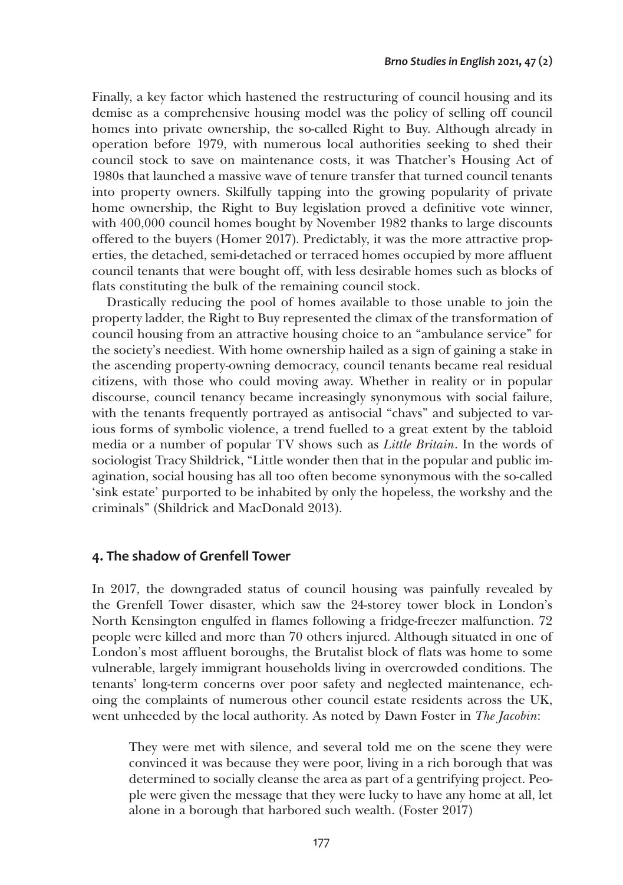Finally, a key factor which hastened the restructuring of council housing and its demise as a comprehensive housing model was the policy of selling off council homes into private ownership, the so-called Right to Buy. Although already in operation before 1979, with numerous local authorities seeking to shed their council stock to save on maintenance costs, it was Thatcher's Housing Act of 1980s that launched a massive wave of tenure transfer that turned council tenants into property owners. Skilfully tapping into the growing popularity of private home ownership, the Right to Buy legislation proved a definitive vote winner, with 400,000 council homes bought by November 1982 thanks to large discounts offered to the buyers (Homer 2017). Predictably, it was the more attractive properties, the detached, semi-detached or terraced homes occupied by more affluent council tenants that were bought off, with less desirable homes such as blocks of flats constituting the bulk of the remaining council stock.

Drastically reducing the pool of homes available to those unable to join the property ladder, the Right to Buy represented the climax of the transformation of council housing from an attractive housing choice to an "ambulance service" for the society's neediest. With home ownership hailed as a sign of gaining a stake in the ascending property-owning democracy, council tenants became real residual citizens, with those who could moving away. Whether in reality or in popular discourse, council tenancy became increasingly synonymous with social failure, with the tenants frequently portrayed as antisocial "chavs" and subjected to various forms of symbolic violence, a trend fuelled to a great extent by the tabloid media or a number of popular TV shows such as *Little Britain*. In the words of sociologist Tracy Shildrick, "Little wonder then that in the popular and public imagination, social housing has all too often become synonymous with the so-called 'sink estate' purported to be inhabited by only the hopeless, the workshy and the criminals" (Shildrick and MacDonald 2013).

## 4. The shadow of Grenfell Tower

In 2017, the downgraded status of council housing was painfully revealed by the Grenfell Tower disaster, which saw the 24-storey tower block in London's North Kensington engulfed in flames following a fridge-freezer malfunction. 72 people were killed and more than 70 others injured. Although situated in one of London's most affluent boroughs, the Brutalist block of flats was home to some vulnerable, largely immigrant households living in overcrowded conditions. The tenants' long-term concerns over poor safety and neglected maintenance, echoing the complaints of numerous other council estate residents across the UK, went unheeded by the local authority. As noted by Dawn Foster in *The Jacobin*:

> They were met with silence, and several told me on the scene they were convinced it was because they were poor, living in a rich borough that was determined to socially cleanse the area as part of a gentrifying project. People were given the message that they were lucky to have any home at all, let alone in a borough that harbored such wealth. (Foster 2017)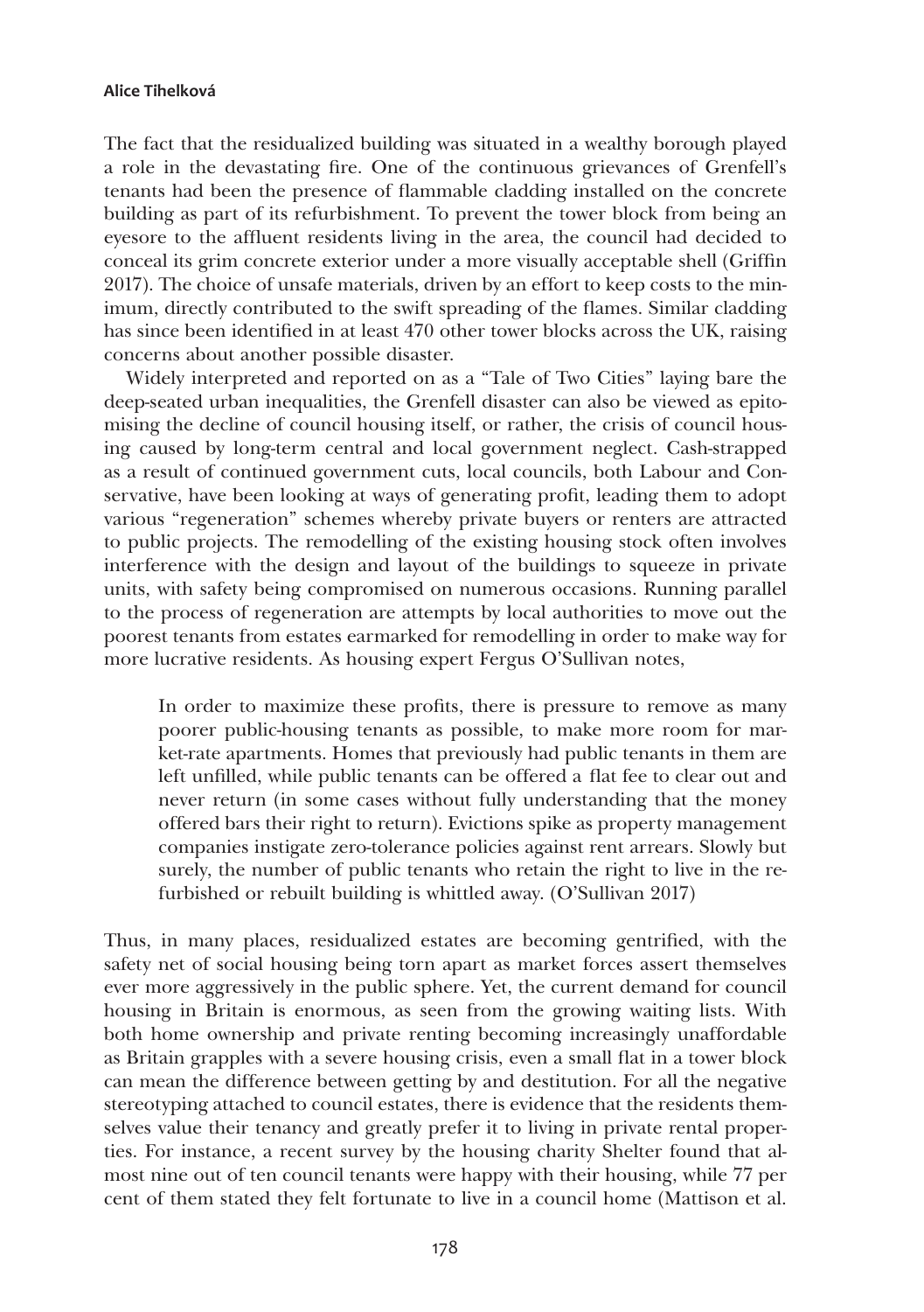The fact that the residualized building was situated in a wealthy borough played a role in the devastating fire. One of the continuous grievances of Grenfell's tenants had been the presence of flammable cladding installed on the concrete building as part of its refurbishment. To prevent the tower block from being an eyesore to the affluent residents living in the area, the council had decided to conceal its grim concrete exterior under a more visually acceptable shell (Griffin 2017). The choice of unsafe materials, driven by an effort to keep costs to the minimum, directly contributed to the swift spreading of the flames. Similar cladding has since been identified in at least 470 other tower blocks across the UK, raising concerns about another possible disaster.

Widely interpreted and reported on as a "Tale of Two Cities" laying bare the deep-seated urban inequalities, the Grenfell disaster can also be viewed as epitomising the decline of council housing itself, or rather, the crisis of council housing caused by long-term central and local government neglect. Cash-strapped as a result of continued government cuts, local councils, both Labour and Conservative, have been looking at ways of generating profit, leading them to adopt various "regeneration" schemes whereby private buyers or renters are attracted to public projects. The remodelling of the existing housing stock often involves interference with the design and layout of the buildings to squeeze in private units, with safety being compromised on numerous occasions. Running parallel to the process of regeneration are attempts by local authorities to move out the poorest tenants from estates earmarked for remodelling in order to make way for more lucrative residents. As housing expert Fergus O'Sullivan notes,

> In order to maximize these profits, there is pressure to remove as many poorer public-housing tenants as possible, to make more room for market-rate apartments. Homes that previously had public tenants in them are left unfilled, while public tenants can be offered a flat fee to clear out and never return (in some cases without fully understanding that the money offered bars their right to return). Evictions spike as property management companies instigate zero-tolerance policies against rent arrears. Slowly but surely, the number of public tenants who retain the right to live in the refurbished or rebuilt building is whittled away. (O'Sullivan 2017)

Thus, in many places, residualized estates are becoming gentrified, with the safety net of social housing being torn apart as market forces assert themselves ever more aggressively in the public sphere. Yet, the current demand for council housing in Britain is enormous, as seen from the growing waiting lists. With both home ownership and private renting becoming increasingly unaffordable as Britain grapples with a severe housing crisis, even a small flat in a tower block can mean the difference between getting by and destitution. For all the negative stereotyping attached to council estates, there is evidence that the residents themselves value their tenancy and greatly prefer it to living in private rental properties. For instance, a recent survey by the housing charity Shelter found that almost nine out of ten council tenants were happy with their housing, while 77 per cent of them stated they felt fortunate to live in a council home (Mattison et al.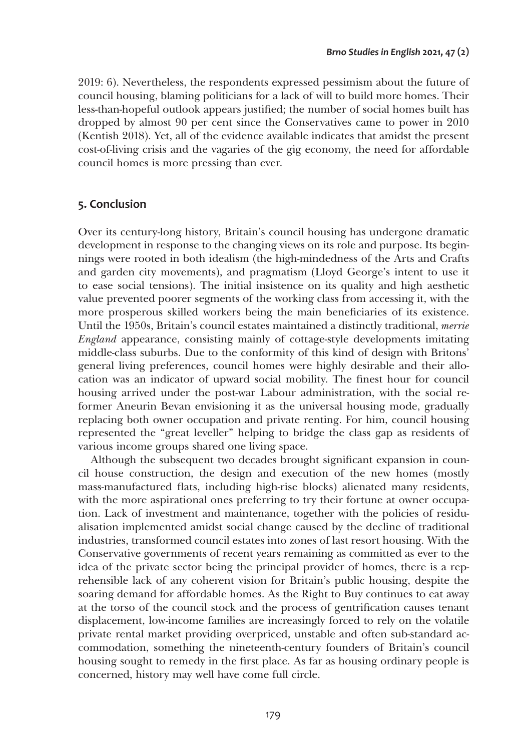2019: 6). Nevertheless, the respondents expressed pessimism about the future of council housing, blaming politicians for a lack of will to build more homes. Their less-than-hopeful outlook appears justified; the number of social homes built has dropped by almost 90 per cent since the Conservatives came to power in 2010 (Kentish 2018). Yet, all of the evidence available indicates that amidst the present cost-of-living crisis and the vagaries of the gig economy, the need for affordable council homes is more pressing than ever.

## 5. Conclusion

Over its century-long history, Britain's council housing has undergone dramatic development in response to the changing views on its role and purpose. Its beginnings were rooted in both idealism (the high-mindedness of the Arts and Crafts and garden city movements), and pragmatism (Lloyd George's intent to use it to ease social tensions). The initial insistence on its quality and high aesthetic value prevented poorer segments of the working class from accessing it, with the more prosperous skilled workers being the main beneficiaries of its existence. Until the 1950s, Britain's council estates maintained a distinctly traditional, *merrie England* appearance, consisting mainly of cottage-style developments imitating middle-class suburbs. Due to the conformity of this kind of design with Britons' general living preferences, council homes were highly desirable and their allocation was an indicator of upward social mobility. The finest hour for council housing arrived under the post-war Labour administration, with the social reformer Aneurin Bevan envisioning it as the universal housing mode, gradually replacing both owner occupation and private renting. For him, council housing represented the "great leveller" helping to bridge the class gap as residents of various income groups shared one living space.

Although the subsequent two decades brought significant expansion in council house construction, the design and execution of the new homes (mostly mass-manufactured flats, including high-rise blocks) alienated many residents, with the more aspirational ones preferring to try their fortune at owner occupation. Lack of investment and maintenance, together with the policies of residualisation implemented amidst social change caused by the decline of traditional industries, transformed council estates into zones of last resort housing. With the Conservative governments of recent years remaining as committed as ever to the idea of the private sector being the principal provider of homes, there is a reprehensible lack of any coherent vision for Britain's public housing, despite the soaring demand for affordable homes. As the Right to Buy continues to eat away at the torso of the council stock and the process of gentrification causes tenant displacement, low-income families are increasingly forced to rely on the volatile private rental market providing overpriced, unstable and often sub-standard accommodation, something the nineteenth-century founders of Britain's council housing sought to remedy in the first place. As far as housing ordinary people is concerned, history may well have come full circle.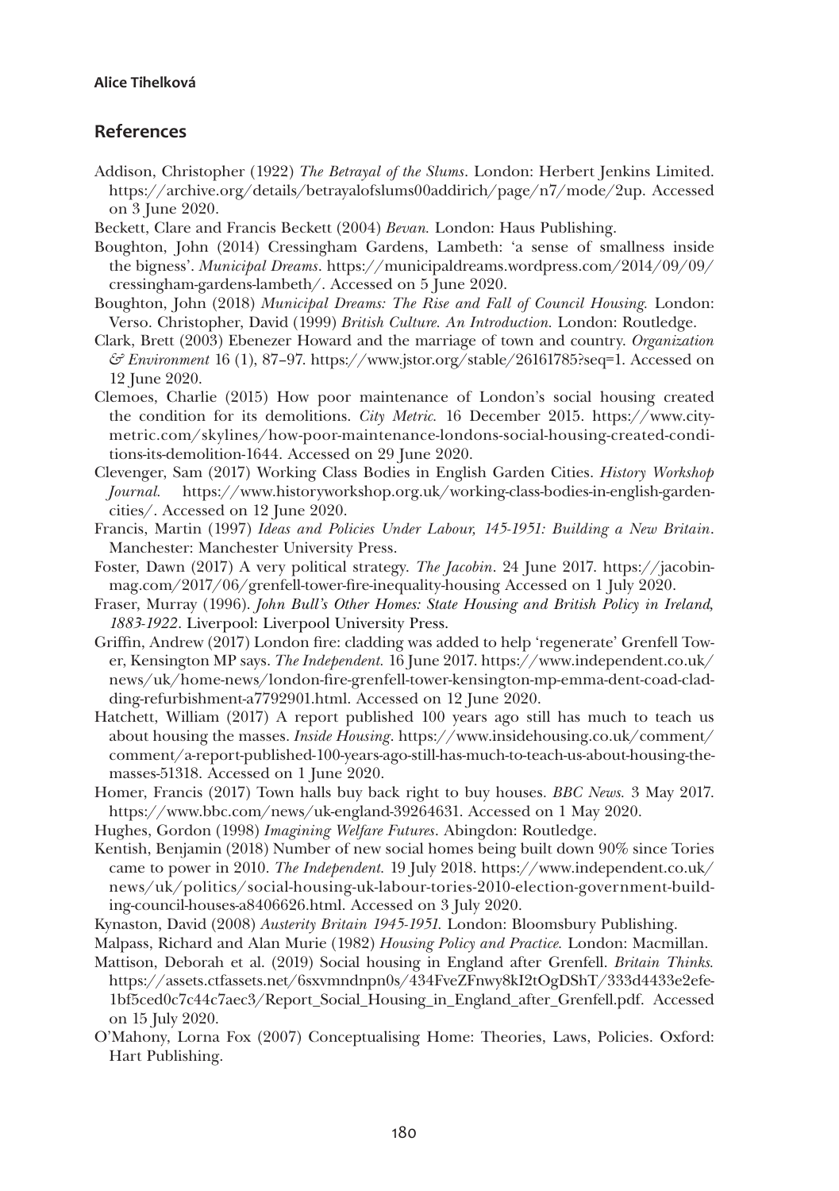## References

Addison, Christopher (1922) *The Betrayal of the Slums*. London: Herbert Jenkins Limited. https://archive.org/details/betrayalofslums00addirich/page/n7/mode/2up. Accessed on 3 June 2020.

Beckett, Clare and Francis Beckett (2004) *Bevan.* London: Haus Publishing.

Boughton, John (2014) Cressingham Gardens, Lambeth: 'a sense of smallness inside the bigness'. *Municipal Dreams*. https://municipaldreams.wordpress.com/2014/09/09/cressingham-gardens-lambeth/. Accessed on 5 June 2020.

Boughton, John (2018) *Municipal Dreams: The Rise and Fall of Council Housing.* London: Verso. Christopher, David (1999) *British Culture. An Introduction.* London: Routledge.

Clark, Brett (2003) Ebenezer Howard and the marriage of town and country. *Organization & Environment* 16 (1), 87–97. https://www.jstor.org/stable/26161785?seq=1. Accessed on 12 June 2020.

Clemoes, Charlie (2015) How poor maintenance of London's social housing created the condition for its demolitions. *City Metric.* 16 December 2015. https://www.citymetric.com/skylines/how-poor-maintenance-londons-social-housing-created-conditions-its-demolition-1644. Accessed on 29 June 2020.

Clevenger, Sam (2017) Working Class Bodies in English Garden Cities. *History Workshop Journal.* https://www.historyworkshop.org.uk/working-class-bodies-in-english-garden-cities/. Accessed on 12 June 2020.

Francis, Martin (1997) *Ideas and Policies Under Labour, 145-1951: Building a New Britain*. Manchester: Manchester University Press.

Foster, Dawn (2017) A very political strategy. *The Jacobin*. 24 June 2017. https://jacobinmag.com/2017/06/grenfell-tower-fire-inequality-housing Accessed on 1 July 2020.

Fraser, Murray (1996). *John Bull's Other Homes: State Housing and British Policy in Ireland, 1883-1922*. Liverpool: Liverpool University Press.

Griffin, Andrew (2017) London fire: cladding was added to help 'regenerate' Grenfell Tower, Kensington MP says. *The Independent.* 16 June 2017. https://www.independent.co.uk/news/uk/home-news/london-fire-grenfell-tower-kensington-mp-emma-dent-coad-cladding-refurbishment-a7792901.html. Accessed on 12 June 2020.

Hatchett, William (2017) A report published 100 years ago still has much to teach us about housing the masses. *Inside Housing*. https://www.insidehousing.co.uk/comment/comment/a-report-published-100-years-ago-still-has-much-to-teach-us-about-housing-the-masses-51318. Accessed on 1 June 2020.

Homer, Francis (2017) Town halls buy back right to buy houses. *BBC News.* 3 May 2017. https://www.bbc.com/news/uk-england-39264631. Accessed on 1 May 2020.

Hughes, Gordon (1998) *Imagining Welfare Futures*. Abingdon: Routledge.

Kentish, Benjamin (2018) Number of new social homes being built down 90% since Tories came to power in 2010. *The Independent.* 19 July 2018. https://www.independent.co.uk/news/uk/politics/social-housing-uk-labour-tories-2010-election-government-building-council-houses-a8406626.html. Accessed on 3 July 2020.

Kynaston, David (2008) *Austerity Britain 1945-1951.* London: Bloomsbury Publishing.

Malpass, Richard and Alan Murie (1982) *Housing Policy and Practice.* London: Macmillan.

Mattison, Deborah et al. (2019) Social housing in England after Grenfell. *Britain Thinks.* https://assets.ctfassets.net/6sxvmndnpn0s/434FveZFnwy8kI2tOgDShT/333d4433e2efe1bf5ced0c7c44c7aec3/Report_Social_Housing_in_England_after_Grenfell.pdf. Accessed on 15 July 2020.

O'Mahony, Lorna Fox (2007) Conceptualising Home: Theories, Laws, Policies. Oxford: Hart Publishing.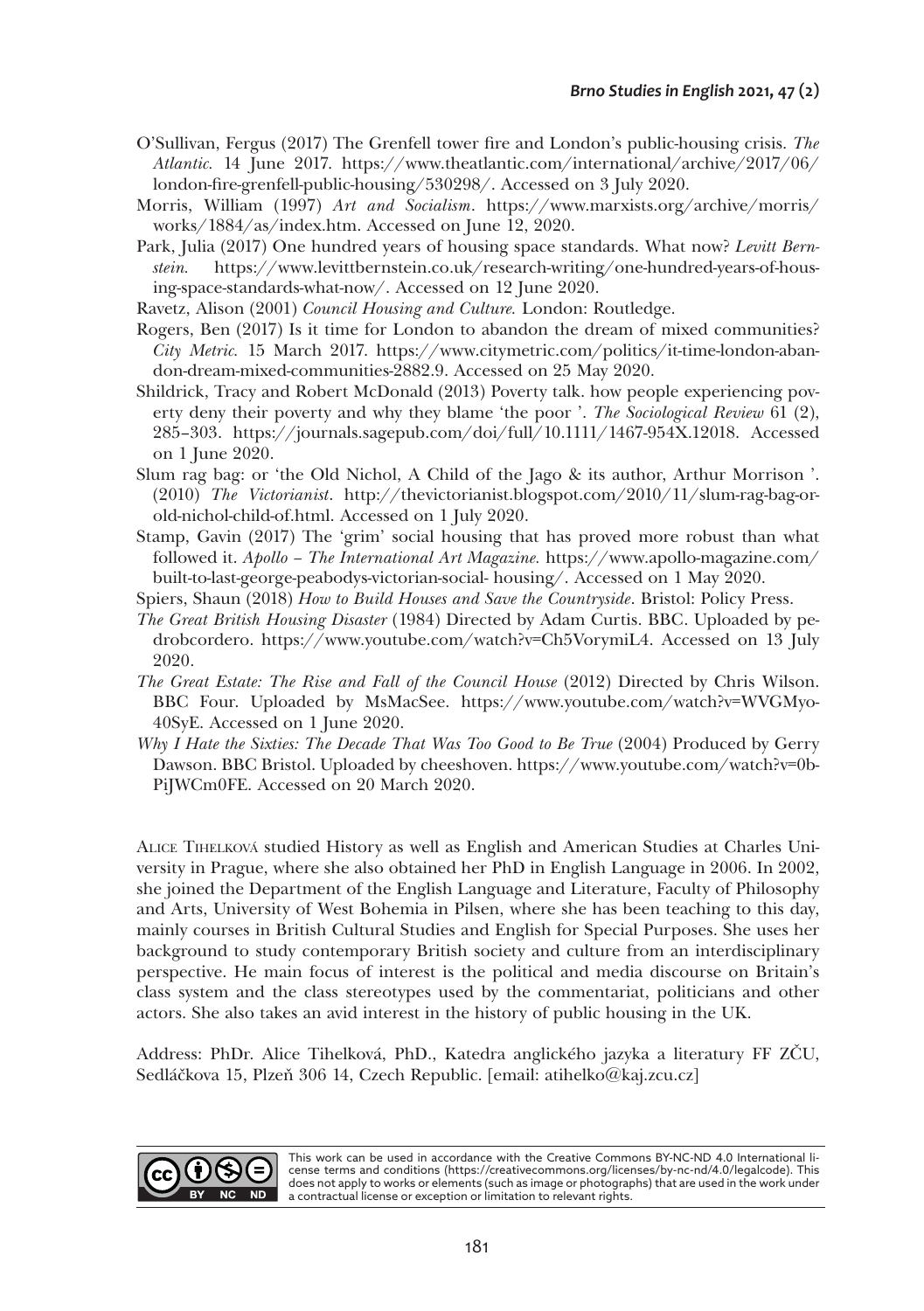O'Sullivan, Fergus (2017) The Grenfell tower fire and London's public-housing crisis. *The Atlantic*. 14 June 2017. https://www.theatlantic.com/international/archive/2017/06/london-fire-grenfell-public-housing/530298/. Accessed on 3 July 2020.

Morris, William (1997) *Art and Socialism*. https://www.marxists.org/archive/morris/works/1884/as/index.htm. Accessed on June 12, 2020.

Park, Julia (2017) One hundred years of housing space standards. What now? *Levitt Bernstein*. https://www.levittbernstein.co.uk/research-writing/one-hundred-years-of-housing-space-standards-what-now/. Accessed on 12 June 2020.

Ravetz, Alison (2001) *Council Housing and Culture*. London: Routledge.

Rogers, Ben (2017) Is it time for London to abandon the dream of mixed communities? *City Metric*. 15 March 2017. https://www.citymetric.com/politics/it-time-london-abandon-dream-mixed-communities-2882.9. Accessed on 25 May 2020.

Shildrick, Tracy and Robert McDonald (2013) Poverty talk. how people experiencing poverty deny their poverty and why they blame 'the poor '. *The Sociological Review* 61 (2), 285–303. https://journals.sagepub.com/doi/full/10.1111/1467-954X.12018. Accessed on 1 June 2020.

Slum rag bag: or 'the Old Nichol, A Child of the Jago & its author, Arthur Morrison '. (2010) *The Victorianist*. http://thevictorianist.blogspot.com/2010/11/slum-rag-bag-or-old-nichol-child-of.html. Accessed on 1 July 2020.

Stamp, Gavin (2017) The 'grim' social housing that has proved more robust than what followed it. *Apollo – The International Art Magazine*. https://www.apollo-magazine.com/built-to-last-george-peabodys-victorian-social- housing/. Accessed on 1 May 2020.

Spiers, Shaun (2018) *How to Build Houses and Save the Countryside*. Bristol: Policy Press.

*The Great British Housing Disaster* (1984) Directed by Adam Curtis. BBC. Uploaded by pedrobcordero. https://www.youtube.com/watch?v=Ch5VorymiL4. Accessed on 13 July 2020.

*The Great Estate: The Rise and Fall of the Council House* (2012) Directed by Chris Wilson. BBC Four. Uploaded by MsMacSee. https://www.youtube.com/watch?v=WVGMyo-40SyE. Accessed on 1 June 2020.

*Why I Hate the Sixties: The Decade That Was Too Good to Be True* (2004) Produced by Gerry Dawson. BBC Bristol. Uploaded by cheeshoven. https://www.youtube.com/watch?v=0b-PiJWCm0FE. Accessed on 20 March 2020.

Alice Tihelková studied History as well as English and American Studies at Charles University in Prague, where she also obtained her PhD in English Language in 2006. In 2002, she joined the Department of the English Language and Literature, Faculty of Philosophy and Arts, University of West Bohemia in Pilsen, where she has been teaching to this day, mainly courses in British Cultural Studies and English for Special Purposes. She uses her background to study contemporary British society and culture from an interdisciplinary perspective. He main focus of interest is the political and media discourse on Britain's class system and the class stereotypes used by the commentariat, politicians and other actors. She also takes an avid interest in the history of public housing in the UK.

Address: PhDr. Alice Tihelková, PhD., Katedra anglického jazyka a literatury FF ZČU, Sedláčkova 15, Plzeň 306 14, Czech Republic. [email: atihelko@kaj.zcu.cz]

This work can be used in accordance with the Creative Commons BY-NC-ND 4.0 International license terms and conditions (https://creativecommons.org/licenses/by-nc-nd/4.0/legalcode). This does not apply to works or elements (such as image or photographs) that are used in the work under a contractual license or exception or limitation to relevant rights.